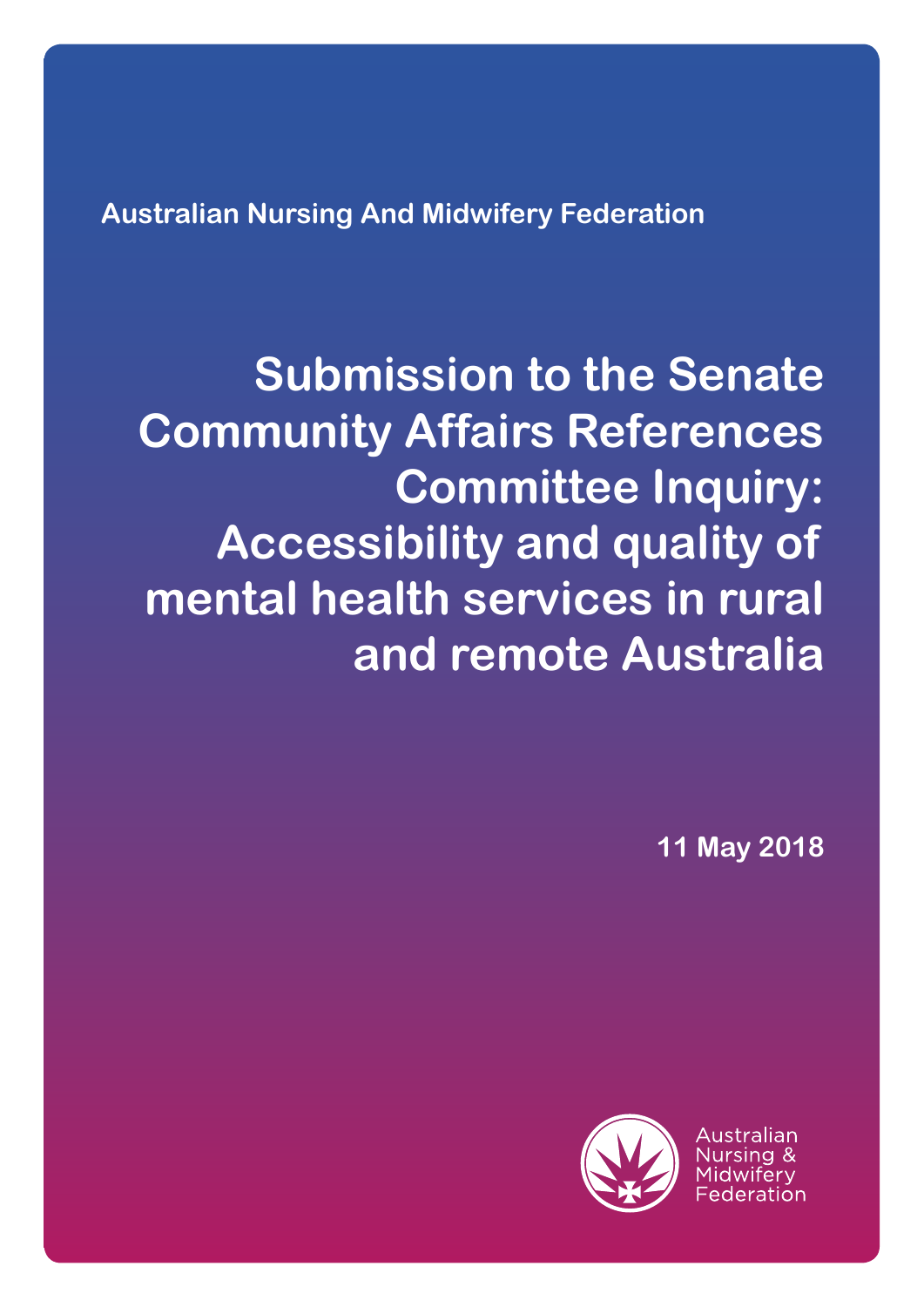Australian Nursing And Midwifery Federation

# Submission to the Senate Community Affairs References Committee Inquiry: Accessibility and quality of mental health services in rural and remote Australia

11 May 2018

Australian Nursing & Midwifery Federation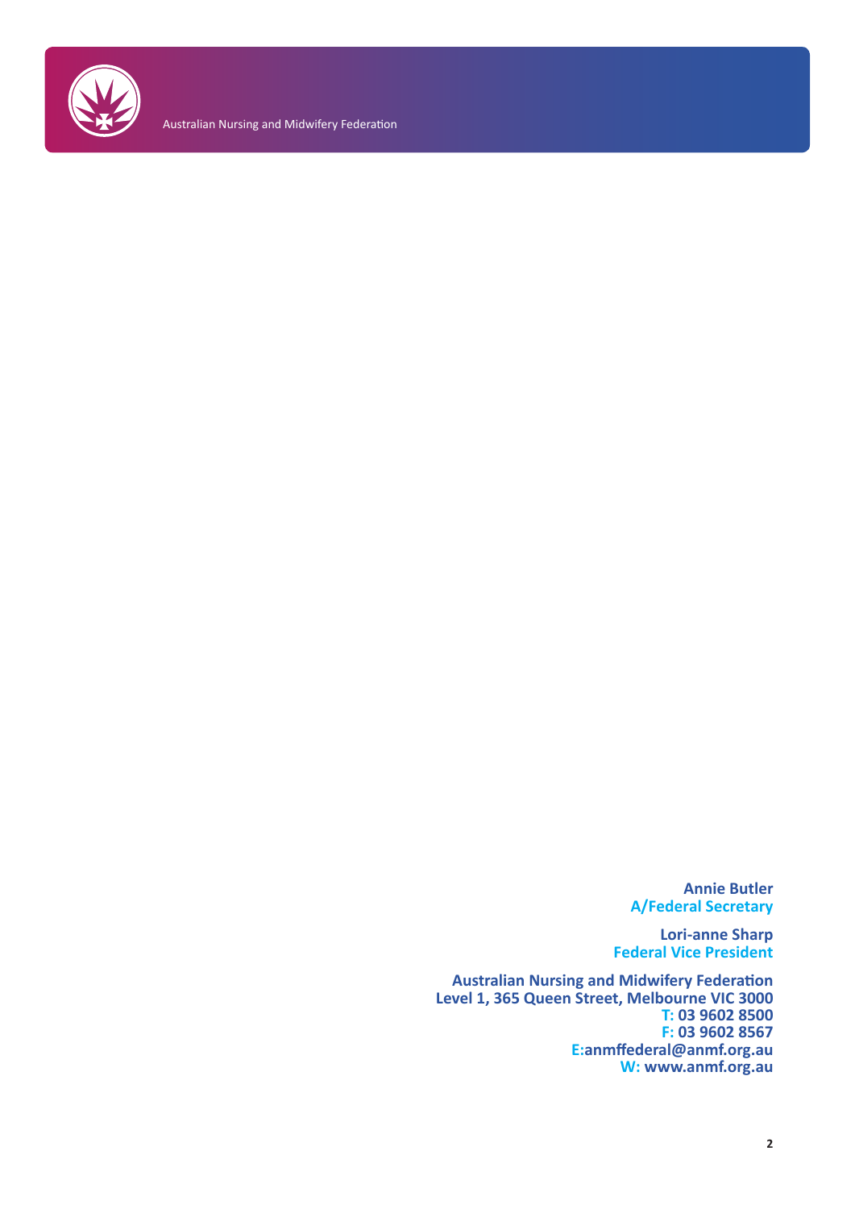**Annie Butler**
**A/Federal Secretary**

**Lori-anne Sharp**
**Federal Vice President**

**Australian Nursing and Midwifery Federation**
**Level 1, 365 Queen Street, Melbourne VIC 3000**
**T: 03 9602 8500**
**F: 03 9602 8567**
**E:anmffederal@anmf.org.au**
**W: www.anmf.org.au**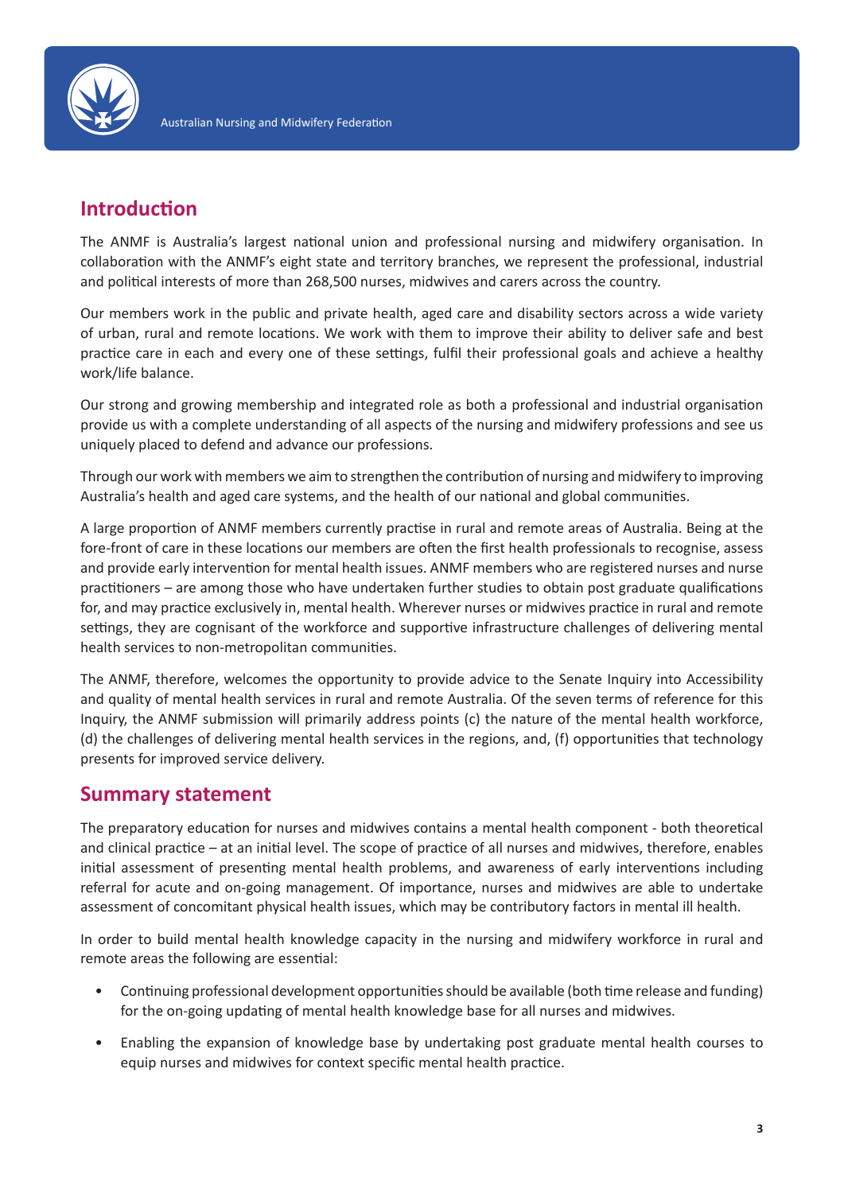## Introduction

The ANMF is Australia's largest national union and professional nursing and midwifery organisation. In collaboration with the ANMF's eight state and territory branches, we represent the professional, industrial and political interests of more than 268,500 nurses, midwives and carers across the country.

Our members work in the public and private health, aged care and disability sectors across a wide variety of urban, rural and remote locations. We work with them to improve their ability to deliver safe and best practice care in each and every one of these settings, fulfil their professional goals and achieve a healthy work/life balance.

Our strong and growing membership and integrated role as both a professional and industrial organisation provide us with a complete understanding of all aspects of the nursing and midwifery professions and see us uniquely placed to defend and advance our professions.

Through our work with members we aim to strengthen the contribution of nursing and midwifery to improving Australia's health and aged care systems, and the health of our national and global communities.

A large proportion of ANMF members currently practise in rural and remote areas of Australia. Being at the fore-front of care in these locations our members are often the first health professionals to recognise, assess and provide early intervention for mental health issues. ANMF members who are registered nurses and nurse practitioners – are among those who have undertaken further studies to obtain post graduate qualifications for, and may practice exclusively in, mental health. Wherever nurses or midwives practice in rural and remote settings, they are cognisant of the workforce and supportive infrastructure challenges of delivering mental health services to non-metropolitan communities.

The ANMF, therefore, welcomes the opportunity to provide advice to the Senate Inquiry into Accessibility and quality of mental health services in rural and remote Australia. Of the seven terms of reference for this Inquiry, the ANMF submission will primarily address points (c) the nature of the mental health workforce, (d) the challenges of delivering mental health services in the regions, and, (f) opportunities that technology presents for improved service delivery.

## Summary statement

The preparatory education for nurses and midwives contains a mental health component - both theoretical and clinical practice – at an initial level. The scope of practice of all nurses and midwives, therefore, enables initial assessment of presenting mental health problems, and awareness of early interventions including referral for acute and on-going management. Of importance, nurses and midwives are able to undertake assessment of concomitant physical health issues, which may be contributory factors in mental ill health.

In order to build mental health knowledge capacity in the nursing and midwifery workforce in rural and remote areas the following are essential:

- Continuing professional development opportunities should be available (both time release and funding) for the on-going updating of mental health knowledge base for all nurses and midwives.
- Enabling the expansion of knowledge base by undertaking post graduate mental health courses to equip nurses and midwives for context specific mental health practice.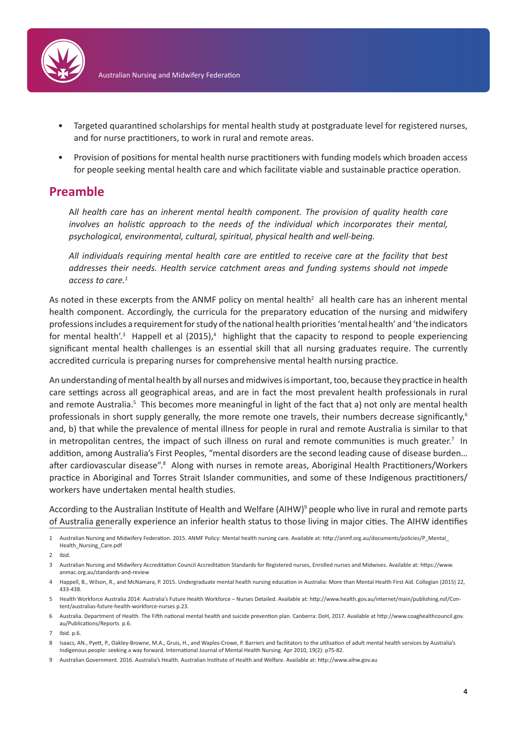- Targeted quarantined scholarships for mental health study at postgraduate level for registered nurses, and for nurse practitioners, to work in rural and remote areas.
- Provision of positions for mental health nurse practitioners with funding models which broaden access for people seeking mental health care and which facilitate viable and sustainable practice operation.

## Preamble

*All health care has an inherent mental health component. The provision of quality health care involves an holistic approach to the needs of the individual which incorporates their mental, psychological, environmental, cultural, spiritual, physical health and well-being.*

*All individuals requiring mental health care are entitled to receive care at the facility that best addresses their needs. Health service catchment areas and funding systems should not impede access to care.*[1]

As noted in these excerpts from the ANMF policy on mental health[2] all health care has an inherent mental health component. Accordingly, the curricula for the preparatory education of the nursing and midwifery professions includes a requirement for study of the national health priorities 'mental health' and 'the indicators for mental health'.[3] Happell et al (2015),[4] highlight that the capacity to respond to people experiencing significant mental health challenges is an essential skill that all nursing graduates require. The currently accredited curricula is preparing nurses for comprehensive mental health nursing practice.

An understanding of mental health by all nurses and midwives is important, too, because they practice in health care settings across all geographical areas, and are in fact the most prevalent health professionals in rural and remote Australia.[5] This becomes more meaningful in light of the fact that a) not only are mental health professionals in short supply generally, the more remote one travels, their numbers decrease significantly,[6] and, b) that while the prevalence of mental illness for people in rural and remote Australia is similar to that in metropolitan centres, the impact of such illness on rural and remote communities is much greater.[7] In addition, among Australia's First Peoples, "mental disorders are the second leading cause of disease burden… after cardiovascular disease".[8] Along with nurses in remote areas, Aboriginal Health Practitioners/Workers practice in Aboriginal and Torres Strait Islander communities, and some of these Indigenous practitioners/ workers have undertaken mental health studies.

According to the Australian Institute of Health and Welfare (AIHW)[9] people who live in rural and remote parts of Australia generally experience an inferior health status to those living in major cities. The AIHW identifies

1 Australian Nursing and Midwifery Federation. 2015. ANMF Policy: Mental health nursing care. Available at: http://anmf.org.au/documents/policies/P_Mental_Health_Nursing_Care.pdf

2 Ibid.

3 Australian Nursing and Midwifery Accreditation Council Accreditation Standards for Registered nurses, Enrolled nurses and Midwives. Available at: https://www.anmac.org.au/standards-and-review

4 Happell, B., Wilson, R., and McNamara, P. 2015. Undergraduate mental health nursing education in Australia: More than Mental Health First Aid. Collegian (2015) 22, 433-438.

5 Health Workforce Australia 2014: Australia's Future Health Workforce – Nurses Detailed. Available at: http://www.health.gov.au/internet/main/publishing.nsf/Content/australias-future-health-workforce-nurses p.23.

6 Australia. Department of Health. The Fifth national mental health and suicide prevention plan. Canberra: DoH, 2017. Available at http://www.coaghealthcouncil.gov.au/Publications/Reports p.6.

7 Ibid. p.6.

8 Isaacs, AN., Pyett, P., Oakley-Browne, M.A., Gruis, H., and Waples-Crowe, P. Barriers and facilitators to the utilisation of adult mental health services by Australia's Indigenous people: seeking a way forward. International Journal of Mental Health Nursing. Apr 2010, 19(2): p75-82.

9 Australian Government. 2016. Australia's Health. Australian Institute of Health and Welfare. Available at: http://www.aihw.gov.au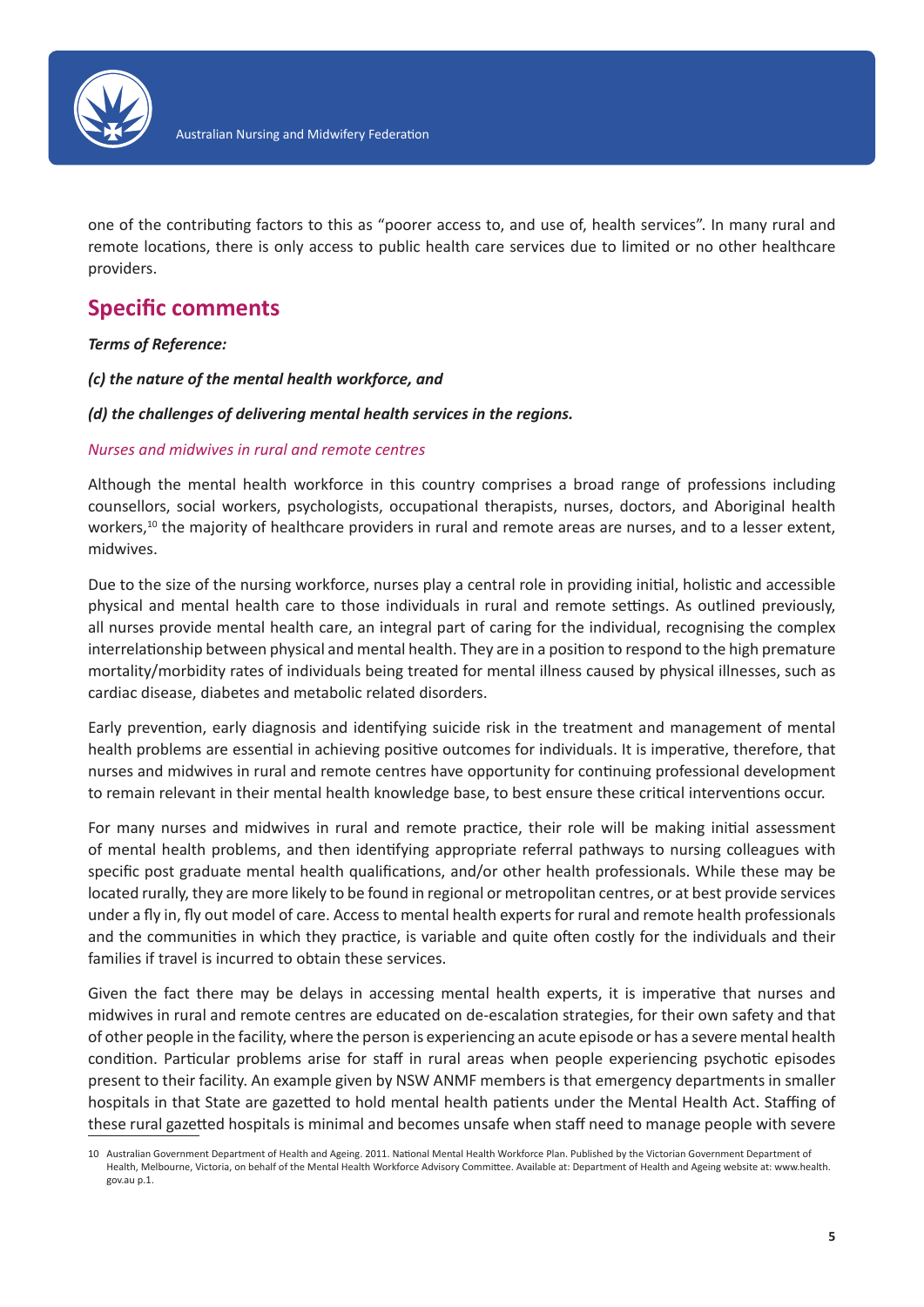one of the contributing factors to this as "poorer access to, and use of, health services". In many rural and remote locations, there is only access to public health care services due to limited or no other healthcare providers.

## Specific comments

***Terms of Reference:***

***(c) the nature of the mental health workforce, and***

***(d) the challenges of delivering mental health services in the regions.***

*Nurses and midwives in rural and remote centres*

Although the mental health workforce in this country comprises a broad range of professions including counsellors, social workers, psychologists, occupational therapists, nurses, doctors, and Aboriginal health workers,[10] the majority of healthcare providers in rural and remote areas are nurses, and to a lesser extent, midwives.

Due to the size of the nursing workforce, nurses play a central role in providing initial, holistic and accessible physical and mental health care to those individuals in rural and remote settings. As outlined previously, all nurses provide mental health care, an integral part of caring for the individual, recognising the complex interrelationship between physical and mental health. They are in a position to respond to the high premature mortality/morbidity rates of individuals being treated for mental illness caused by physical illnesses, such as cardiac disease, diabetes and metabolic related disorders.

Early prevention, early diagnosis and identifying suicide risk in the treatment and management of mental health problems are essential in achieving positive outcomes for individuals. It is imperative, therefore, that nurses and midwives in rural and remote centres have opportunity for continuing professional development to remain relevant in their mental health knowledge base, to best ensure these critical interventions occur.

For many nurses and midwives in rural and remote practice, their role will be making initial assessment of mental health problems, and then identifying appropriate referral pathways to nursing colleagues with specific post graduate mental health qualifications, and/or other health professionals. While these may be located rurally, they are more likely to be found in regional or metropolitan centres, or at best provide services under a fly in, fly out model of care. Access to mental health experts for rural and remote health professionals and the communities in which they practice, is variable and quite often costly for the individuals and their families if travel is incurred to obtain these services.

Given the fact there may be delays in accessing mental health experts, it is imperative that nurses and midwives in rural and remote centres are educated on de-escalation strategies, for their own safety and that of other people in the facility, where the person is experiencing an acute episode or has a severe mental health condition. Particular problems arise for staff in rural areas when people experiencing psychotic episodes present to their facility. An example given by NSW ANMF members is that emergency departments in smaller hospitals in that State are gazetted to hold mental health patients under the Mental Health Act. Staffing of these rural gazetted hospitals is minimal and becomes unsafe when staff need to manage people with severe

10 Australian Government Department of Health and Ageing. 2011. National Mental Health Workforce Plan. Published by the Victorian Government Department of Health, Melbourne, Victoria, on behalf of the Mental Health Workforce Advisory Committee. Available at: Department of Health and Ageing website at: www.health.gov.au p.1.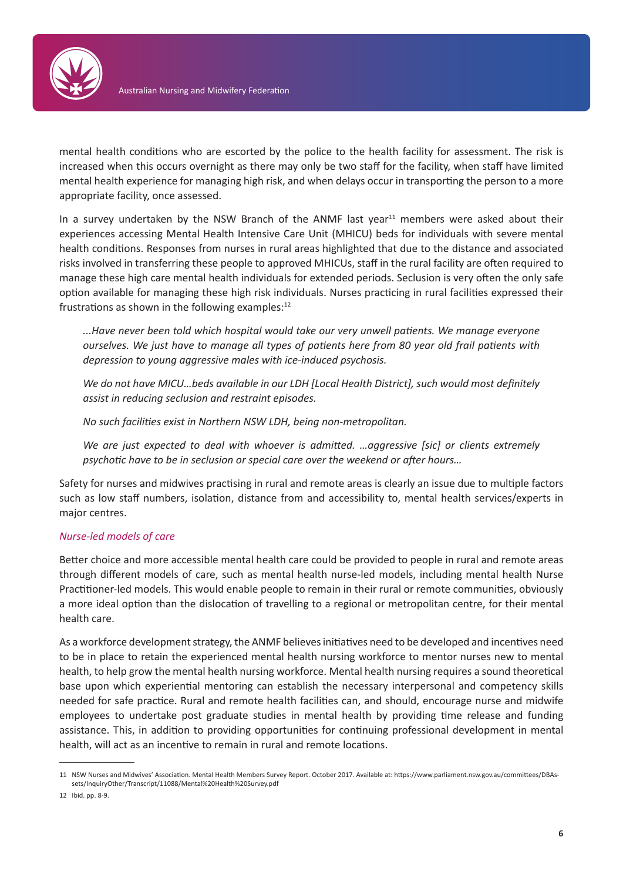mental health conditions who are escorted by the police to the health facility for assessment. The risk is increased when this occurs overnight as there may only be two staff for the facility, when staff have limited mental health experience for managing high risk, and when delays occur in transporting the person to a more appropriate facility, once assessed.

In a survey undertaken by the NSW Branch of the ANMF last year[11] members were asked about their experiences accessing Mental Health Intensive Care Unit (MHICU) beds for individuals with severe mental health conditions. Responses from nurses in rural areas highlighted that due to the distance and associated risks involved in transferring these people to approved MHICUs, staff in the rural facility are often required to manage these high care mental health individuals for extended periods. Seclusion is very often the only safe option available for managing these high risk individuals. Nurses practicing in rural facilities expressed their frustrations as shown in the following examples:[12]

> *...Have never been told which hospital would take our very unwell patients. We manage everyone ourselves. We just have to manage all types of patients here from 80 year old frail patients with depression to young aggressive males with ice-induced psychosis.*
>
> *We do not have MICU…beds available in our LDH [Local Health District], such would most definitely assist in reducing seclusion and restraint episodes.*
>
> *No such facilities exist in Northern NSW LDH, being non-metropolitan.*
>
> *We are just expected to deal with whoever is admitted. …aggressive [sic] or clients extremely psychotic have to be in seclusion or special care over the weekend or after hours…*

Safety for nurses and midwives practising in rural and remote areas is clearly an issue due to multiple factors such as low staff numbers, isolation, distance from and accessibility to, mental health services/experts in major centres.

### *Nurse-led models of care*

Better choice and more accessible mental health care could be provided to people in rural and remote areas through different models of care, such as mental health nurse-led models, including mental health Nurse Practitioner-led models. This would enable people to remain in their rural or remote communities, obviously a more ideal option than the dislocation of travelling to a regional or metropolitan centre, for their mental health care.

As a workforce development strategy, the ANMF believes initiatives need to be developed and incentives need to be in place to retain the experienced mental health nursing workforce to mentor nurses new to mental health, to help grow the mental health nursing workforce. Mental health nursing requires a sound theoretical base upon which experiential mentoring can establish the necessary interpersonal and competency skills needed for safe practice. Rural and remote health facilities can, and should, encourage nurse and midwife employees to undertake post graduate studies in mental health by providing time release and funding assistance. This, in addition to providing opportunities for continuing professional development in mental health, will act as an incentive to remain in rural and remote locations.

---

11 NSW Nurses and Midwives' Association. Mental Health Members Survey Report. October 2017. Available at: https://www.parliament.nsw.gov.au/committees/DBAssets/InquiryOther/Transcript/11088/Mental%20Health%20Survey.pdf

12 Ibid. pp. 8-9.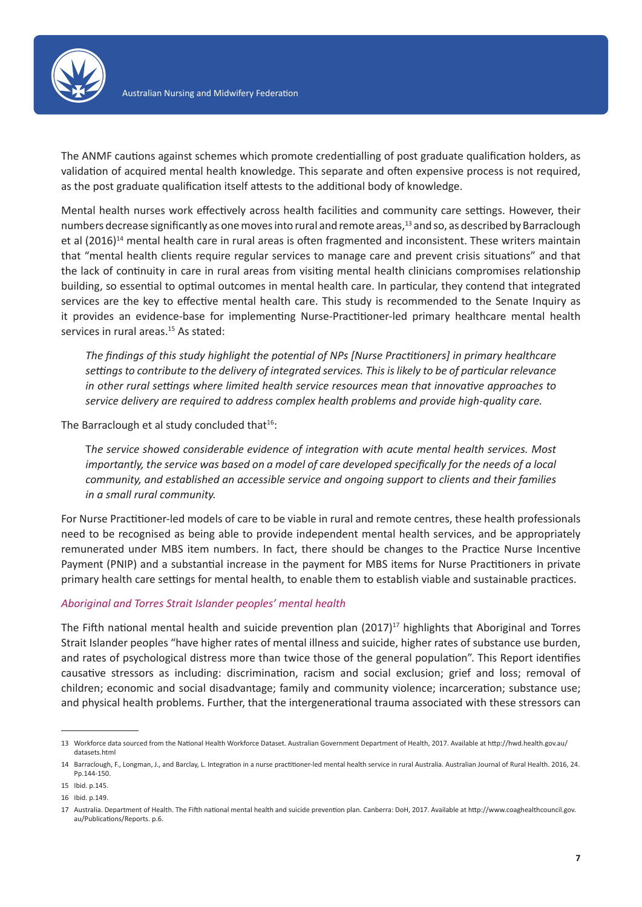The ANMF cautions against schemes which promote credentialling of post graduate qualification holders, as validation of acquired mental health knowledge. This separate and often expensive process is not required, as the post graduate qualification itself attests to the additional body of knowledge.

Mental health nurses work effectively across health facilities and community care settings. However, their numbers decrease significantly as one moves into rural and remote areas,[13] and so, as described by Barraclough et al (2016)[14] mental health care in rural areas is often fragmented and inconsistent. These writers maintain that "mental health clients require regular services to manage care and prevent crisis situations" and that the lack of continuity in care in rural areas from visiting mental health clinicians compromises relationship building, so essential to optimal outcomes in mental health care. In particular, they contend that integrated services are the key to effective mental health care. This study is recommended to the Senate Inquiry as it provides an evidence-base for implementing Nurse-Practitioner-led primary healthcare mental health services in rural areas.[15] As stated:

> *The findings of this study highlight the potential of NPs [Nurse Practitioners] in primary healthcare settings to contribute to the delivery of integrated services. This is likely to be of particular relevance in other rural settings where limited health service resources mean that innovative approaches to service delivery are required to address complex health problems and provide high-quality care.*

The Barraclough et al study concluded that[16]:

> T*he service showed considerable evidence of integration with acute mental health services. Most importantly, the service was based on a model of care developed specifically for the needs of a local community, and established an accessible service and ongoing support to clients and their families in a small rural community.*

For Nurse Practitioner-led models of care to be viable in rural and remote centres, these health professionals need to be recognised as being able to provide independent mental health services, and be appropriately remunerated under MBS item numbers. In fact, there should be changes to the Practice Nurse Incentive Payment (PNIP) and a substantial increase in the payment for MBS items for Nurse Practitioners in private primary health care settings for mental health, to enable them to establish viable and sustainable practices.

### *Aboriginal and Torres Strait Islander peoples' mental health*

The Fifth national mental health and suicide prevention plan (2017)[17] highlights that Aboriginal and Torres Strait Islander peoples "have higher rates of mental illness and suicide, higher rates of substance use burden, and rates of psychological distress more than twice those of the general population". This Report identifies causative stressors as including: discrimination, racism and social exclusion; grief and loss; removal of children; economic and social disadvantage; family and community violence; incarceration; substance use; and physical health problems. Further, that the intergenerational trauma associated with these stressors can

---

13 Workforce data sourced from the National Health Workforce Dataset. Australian Government Department of Health, 2017. Available at http://hwd.health.gov.au/datasets.html

14 Barraclough, F., Longman, J., and Barclay, L. Integration in a nurse practitioner-led mental health service in rural Australia. Australian Journal of Rural Health. 2016, 24. Pp.144-150.

15 Ibid. p.145.

16 Ibid. p.149.

17 Australia. Department of Health. The Fifth national mental health and suicide prevention plan. Canberra: DoH, 2017. Available at http://www.coaghealthcouncil.gov.au/Publications/Reports. p.6.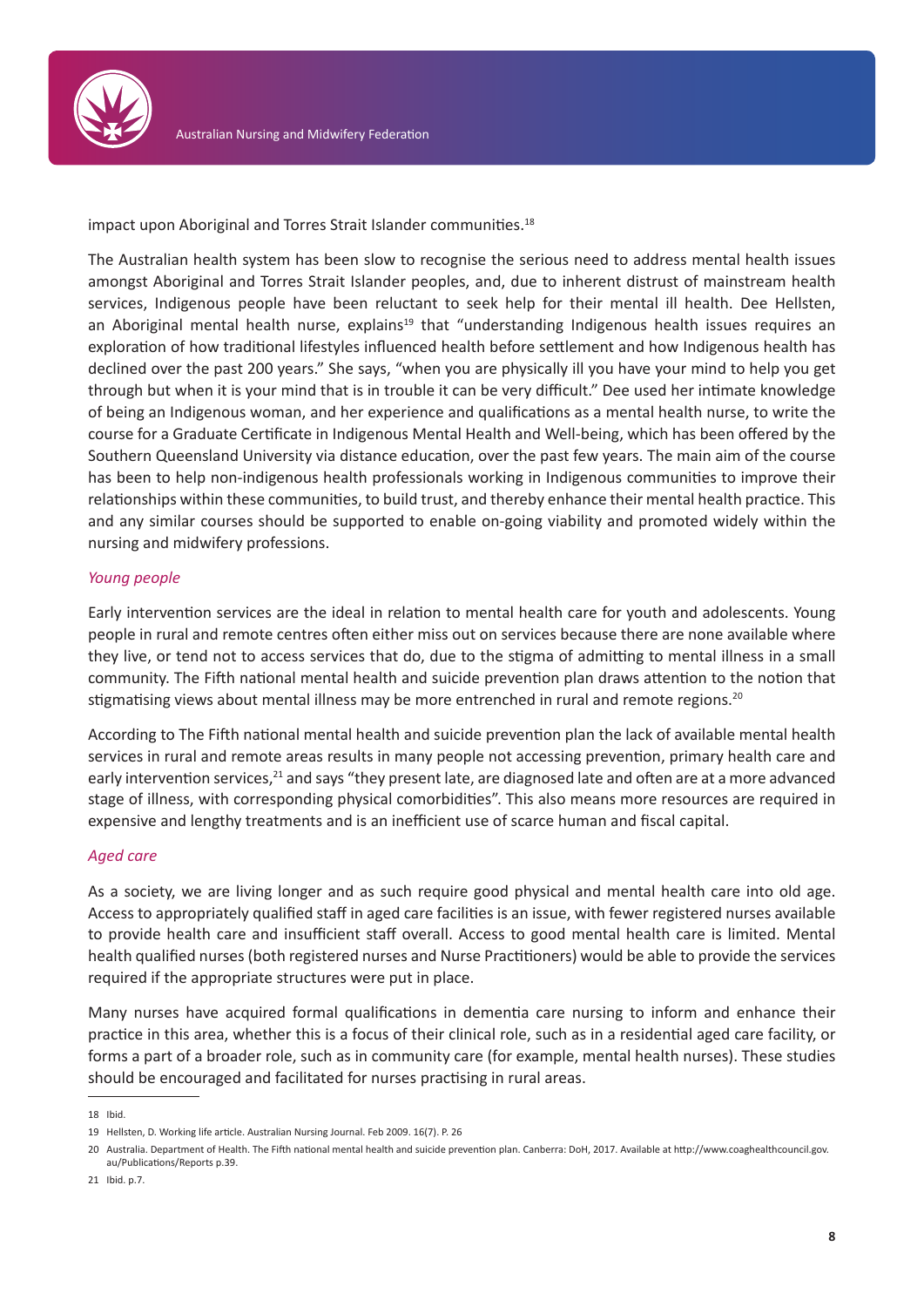impact upon Aboriginal and Torres Strait Islander communities.[18]

The Australian health system has been slow to recognise the serious need to address mental health issues amongst Aboriginal and Torres Strait Islander peoples, and, due to inherent distrust of mainstream health services, Indigenous people have been reluctant to seek help for their mental ill health. Dee Hellsten, an Aboriginal mental health nurse, explains[19] that "understanding Indigenous health issues requires an exploration of how traditional lifestyles influenced health before settlement and how Indigenous health has declined over the past 200 years." She says, "when you are physically ill you have your mind to help you get through but when it is your mind that is in trouble it can be very difficult." Dee used her intimate knowledge of being an Indigenous woman, and her experience and qualifications as a mental health nurse, to write the course for a Graduate Certificate in Indigenous Mental Health and Well-being, which has been offered by the Southern Queensland University via distance education, over the past few years. The main aim of the course has been to help non-indigenous health professionals working in Indigenous communities to improve their relationships within these communities, to build trust, and thereby enhance their mental health practice. This and any similar courses should be supported to enable on-going viability and promoted widely within the nursing and midwifery professions.

### *Young people*

Early intervention services are the ideal in relation to mental health care for youth and adolescents. Young people in rural and remote centres often either miss out on services because there are none available where they live, or tend not to access services that do, due to the stigma of admitting to mental illness in a small community. The Fifth national mental health and suicide prevention plan draws attention to the notion that stigmatising views about mental illness may be more entrenched in rural and remote regions.[20]

According to The Fifth national mental health and suicide prevention plan the lack of available mental health services in rural and remote areas results in many people not accessing prevention, primary health care and early intervention services,[21] and says "they present late, are diagnosed late and often are at a more advanced stage of illness, with corresponding physical comorbidities". This also means more resources are required in expensive and lengthy treatments and is an inefficient use of scarce human and fiscal capital.

### *Aged care*

As a society, we are living longer and as such require good physical and mental health care into old age. Access to appropriately qualified staff in aged care facilities is an issue, with fewer registered nurses available to provide health care and insufficient staff overall. Access to good mental health care is limited. Mental health qualified nurses (both registered nurses and Nurse Practitioners) would be able to provide the services required if the appropriate structures were put in place.

Many nurses have acquired formal qualifications in dementia care nursing to inform and enhance their practice in this area, whether this is a focus of their clinical role, such as in a residential aged care facility, or forms a part of a broader role, such as in community care (for example, mental health nurses). These studies should be encouraged and facilitated for nurses practising in rural areas.

---

18 Ibid.

19 Hellsten, D. Working life article. Australian Nursing Journal. Feb 2009. 16(7). P. 26

20 Australia. Department of Health. The Fifth national mental health and suicide prevention plan. Canberra: DoH, 2017. Available at http://www.coaghealthcouncil.gov.au/Publications/Reports p.39.

21 Ibid. p.7.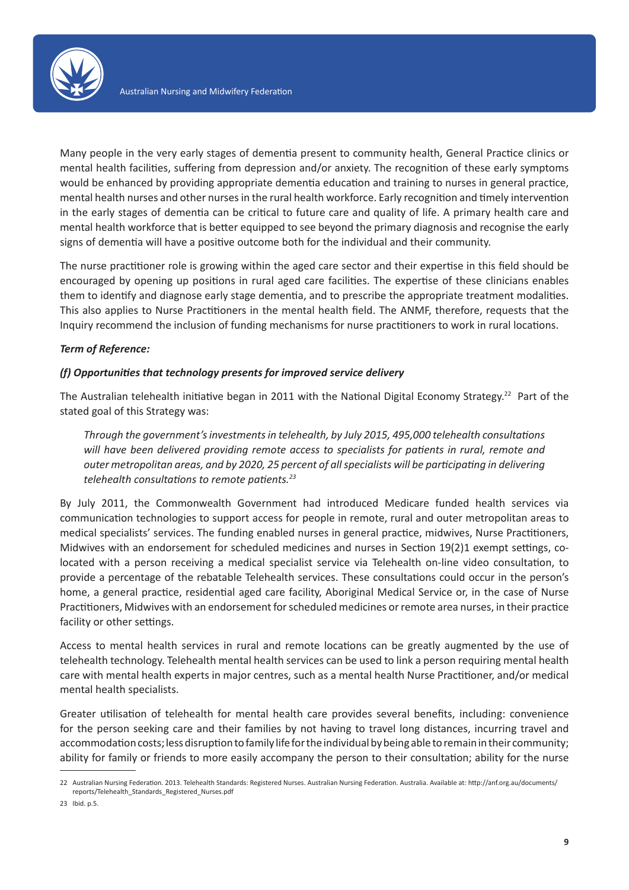Many people in the very early stages of dementia present to community health, General Practice clinics or mental health facilities, suffering from depression and/or anxiety. The recognition of these early symptoms would be enhanced by providing appropriate dementia education and training to nurses in general practice, mental health nurses and other nurses in the rural health workforce. Early recognition and timely intervention in the early stages of dementia can be critical to future care and quality of life. A primary health care and mental health workforce that is better equipped to see beyond the primary diagnosis and recognise the early signs of dementia will have a positive outcome both for the individual and their community.

The nurse practitioner role is growing within the aged care sector and their expertise in this field should be encouraged by opening up positions in rural aged care facilities. The expertise of these clinicians enables them to identify and diagnose early stage dementia, and to prescribe the appropriate treatment modalities. This also applies to Nurse Practitioners in the mental health field. The ANMF, therefore, requests that the Inquiry recommend the inclusion of funding mechanisms for nurse practitioners to work in rural locations.

***Term of Reference:***

***(f) Opportunities that technology presents for improved service delivery***

The Australian telehealth initiative began in 2011 with the National Digital Economy Strategy.[22] Part of the stated goal of this Strategy was:

> *Through the government's investments in telehealth, by July 2015, 495,000 telehealth consultations will have been delivered providing remote access to specialists for patients in rural, remote and outer metropolitan areas, and by 2020, 25 percent of all specialists will be participating in delivering telehealth consultations to remote patients.*[23]

By July 2011, the Commonwealth Government had introduced Medicare funded health services via communication technologies to support access for people in remote, rural and outer metropolitan areas to medical specialists' services. The funding enabled nurses in general practice, midwives, Nurse Practitioners, Midwives with an endorsement for scheduled medicines and nurses in Section 19(2)1 exempt settings, co-located with a person receiving a medical specialist service via Telehealth on-line video consultation, to provide a percentage of the rebatable Telehealth services. These consultations could occur in the person's home, a general practice, residential aged care facility, Aboriginal Medical Service or, in the case of Nurse Practitioners, Midwives with an endorsement for scheduled medicines or remote area nurses, in their practice facility or other settings.

Access to mental health services in rural and remote locations can be greatly augmented by the use of telehealth technology. Telehealth mental health services can be used to link a person requiring mental health care with mental health experts in major centres, such as a mental health Nurse Practitioner, and/or medical mental health specialists.

Greater utilisation of telehealth for mental health care provides several benefits, including: convenience for the person seeking care and their families by not having to travel long distances, incurring travel and accommodation costs; less disruption to family life for the individual by being able to remain in their community; ability for family or friends to more easily accompany the person to their consultation; ability for the nurse

---

22 Australian Nursing Federation. 2013. Telehealth Standards: Registered Nurses. Australian Nursing Federation. Australia. Available at: http://anf.org.au/documents/reports/Telehealth_Standards_Registered_Nurses.pdf

23 Ibid. p.5.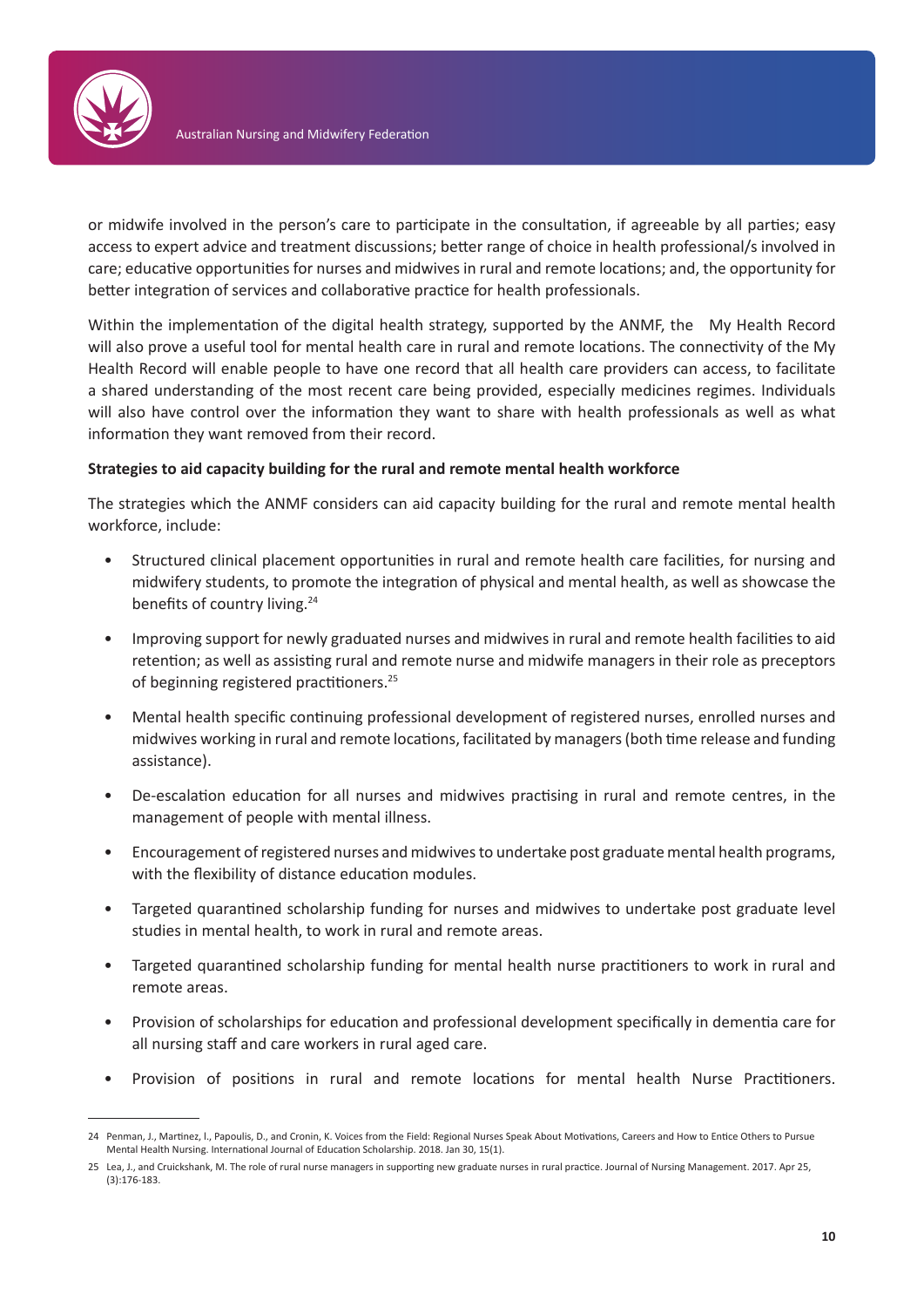or midwife involved in the person's care to participate in the consultation, if agreeable by all parties; easy access to expert advice and treatment discussions; better range of choice in health professional/s involved in care; educative opportunities for nurses and midwives in rural and remote locations; and, the opportunity for better integration of services and collaborative practice for health professionals.

Within the implementation of the digital health strategy, supported by the ANMF, the My Health Record will also prove a useful tool for mental health care in rural and remote locations. The connectivity of the My Health Record will enable people to have one record that all health care providers can access, to facilitate a shared understanding of the most recent care being provided, especially medicines regimes. Individuals will also have control over the information they want to share with health professionals as well as what information they want removed from their record.

**Strategies to aid capacity building for the rural and remote mental health workforce**

The strategies which the ANMF considers can aid capacity building for the rural and remote mental health workforce, include:

- Structured clinical placement opportunities in rural and remote health care facilities, for nursing and midwifery students, to promote the integration of physical and mental health, as well as showcase the benefits of country living.[24]
- Improving support for newly graduated nurses and midwives in rural and remote health facilities to aid retention; as well as assisting rural and remote nurse and midwife managers in their role as preceptors of beginning registered practitioners.[25]
- Mental health specific continuing professional development of registered nurses, enrolled nurses and midwives working in rural and remote locations, facilitated by managers (both time release and funding assistance).
- De-escalation education for all nurses and midwives practising in rural and remote centres, in the management of people with mental illness.
- Encouragement of registered nurses and midwives to undertake post graduate mental health programs, with the flexibility of distance education modules.
- Targeted quarantined scholarship funding for nurses and midwives to undertake post graduate level studies in mental health, to work in rural and remote areas.
- Targeted quarantined scholarship funding for mental health nurse practitioners to work in rural and remote areas.
- Provision of scholarships for education and professional development specifically in dementia care for all nursing staff and care workers in rural aged care.
- Provision of positions in rural and remote locations for mental health Nurse Practitioners.

---

24 Penman, J., Martinez, I., Papoulis, D., and Cronin, K. Voices from the Field: Regional Nurses Speak About Motivations, Careers and How to Entice Others to Pursue Mental Health Nursing. International Journal of Education Scholarship. 2018. Jan 30, 15(1).

25 Lea, J., and Cruickshank, M. The role of rural nurse managers in supporting new graduate nurses in rural practice. Journal of Nursing Management. 2017. Apr 25, (3):176-183.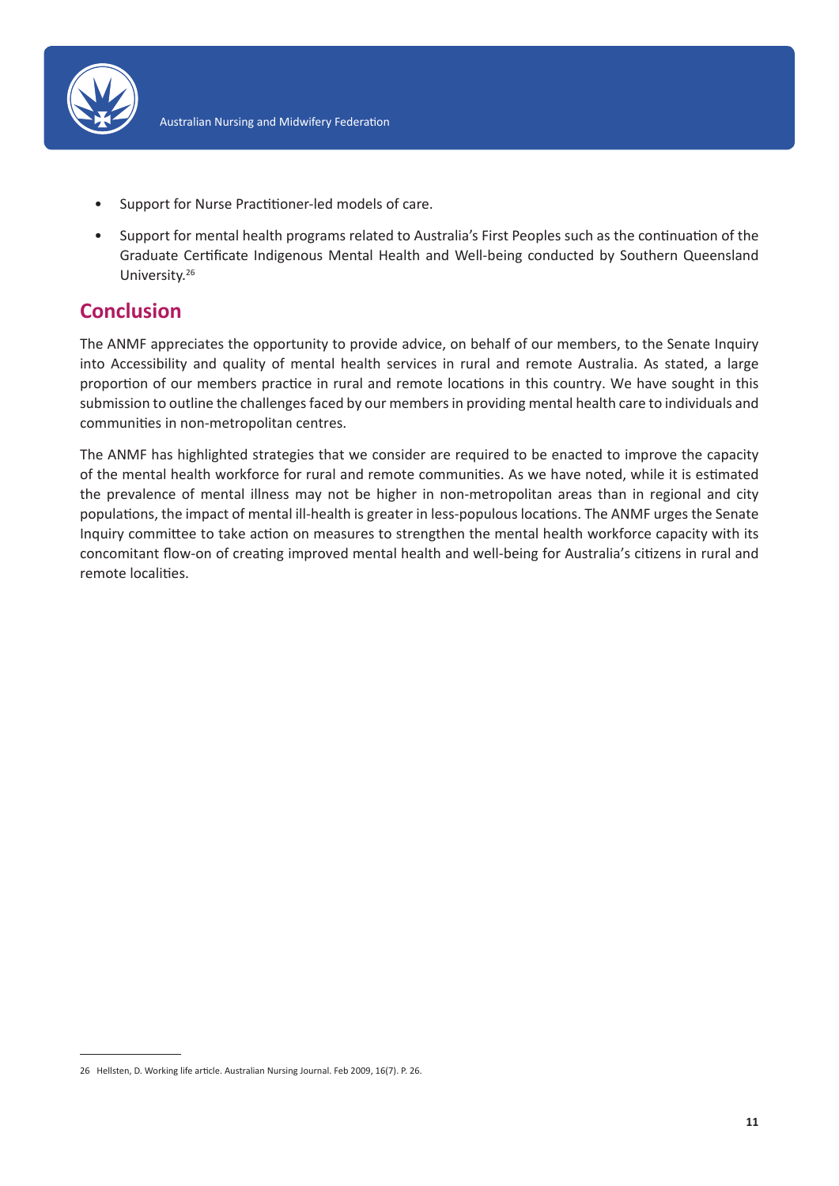- Support for Nurse Practitioner-led models of care.
- Support for mental health programs related to Australia's First Peoples such as the continuation of the Graduate Certificate Indigenous Mental Health and Well-being conducted by Southern Queensland University.[26]

## Conclusion

The ANMF appreciates the opportunity to provide advice, on behalf of our members, to the Senate Inquiry into Accessibility and quality of mental health services in rural and remote Australia. As stated, a large proportion of our members practice in rural and remote locations in this country. We have sought in this submission to outline the challenges faced by our members in providing mental health care to individuals and communities in non-metropolitan centres.

The ANMF has highlighted strategies that we consider are required to be enacted to improve the capacity of the mental health workforce for rural and remote communities. As we have noted, while it is estimated the prevalence of mental illness may not be higher in non-metropolitan areas than in regional and city populations, the impact of mental ill-health is greater in less-populous locations. The ANMF urges the Senate Inquiry committee to take action on measures to strengthen the mental health workforce capacity with its concomitant flow-on of creating improved mental health and well-being for Australia's citizens in rural and remote localities.

---

26 Hellsten, D. Working life article. Australian Nursing Journal. Feb 2009, 16(7). P. 26.